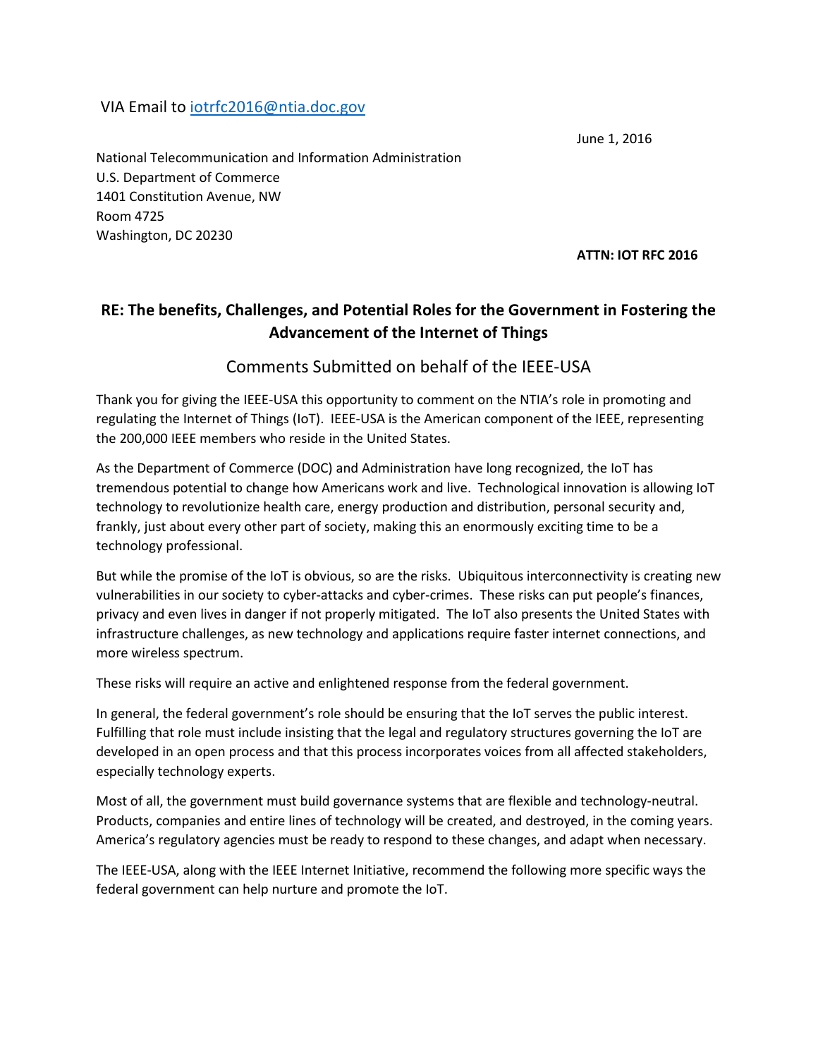VIA Email to iotrfc2016@ntia.doc.gov

June 1, 2016

National Telecommunication and Information Administration
U.S. Department of Commerce
1401 Constitution Avenue, NW
Room 4725
Washington, DC 20230

**ATTN: IOT RFC 2016**

## RE: The benefits, Challenges, and Potential Roles for the Government in Fostering the Advancement of the Internet of Things

### Comments Submitted on behalf of the IEEE-USA

Thank you for giving the IEEE-USA this opportunity to comment on the NTIA's role in promoting and regulating the Internet of Things (IoT). IEEE-USA is the American component of the IEEE, representing the 200,000 IEEE members who reside in the United States.

As the Department of Commerce (DOC) and Administration have long recognized, the IoT has tremendous potential to change how Americans work and live. Technological innovation is allowing IoT technology to revolutionize health care, energy production and distribution, personal security and, frankly, just about every other part of society, making this an enormously exciting time to be a technology professional.

But while the promise of the IoT is obvious, so are the risks. Ubiquitous interconnectivity is creating new vulnerabilities in our society to cyber-attacks and cyber-crimes. These risks can put people's finances, privacy and even lives in danger if not properly mitigated. The IoT also presents the United States with infrastructure challenges, as new technology and applications require faster internet connections, and more wireless spectrum.

These risks will require an active and enlightened response from the federal government.

In general, the federal government's role should be ensuring that the IoT serves the public interest. Fulfilling that role must include insisting that the legal and regulatory structures governing the IoT are developed in an open process and that this process incorporates voices from all affected stakeholders, especially technology experts.

Most of all, the government must build governance systems that are flexible and technology-neutral. Products, companies and entire lines of technology will be created, and destroyed, in the coming years. America's regulatory agencies must be ready to respond to these changes, and adapt when necessary.

The IEEE-USA, along with the IEEE Internet Initiative, recommend the following more specific ways the federal government can help nurture and promote the IoT.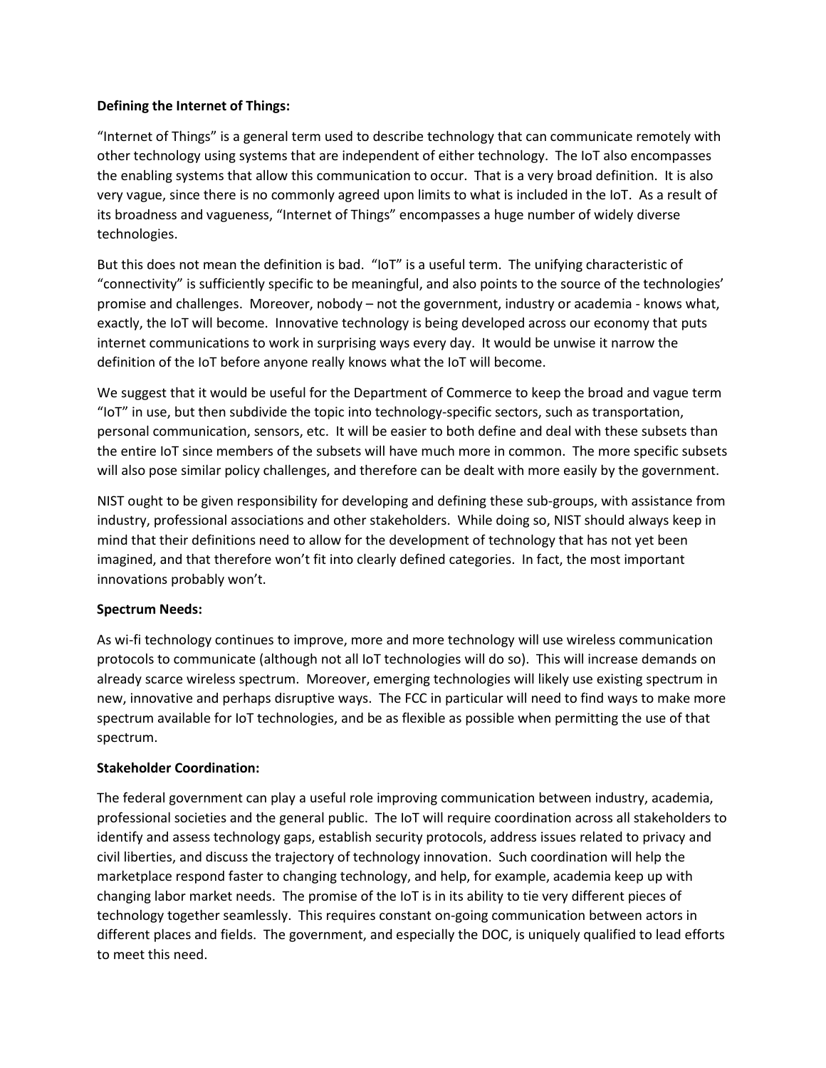**Defining the Internet of Things:**

"Internet of Things" is a general term used to describe technology that can communicate remotely with other technology using systems that are independent of either technology. The IoT also encompasses the enabling systems that allow this communication to occur. That is a very broad definition. It is also very vague, since there is no commonly agreed upon limits to what is included in the IoT. As a result of its broadness and vagueness, "Internet of Things" encompasses a huge number of widely diverse technologies.

But this does not mean the definition is bad. "IoT" is a useful term. The unifying characteristic of "connectivity" is sufficiently specific to be meaningful, and also points to the source of the technologies' promise and challenges. Moreover, nobody – not the government, industry or academia - knows what, exactly, the IoT will become. Innovative technology is being developed across our economy that puts internet communications to work in surprising ways every day. It would be unwise it narrow the definition of the IoT before anyone really knows what the IoT will become.

We suggest that it would be useful for the Department of Commerce to keep the broad and vague term "IoT" in use, but then subdivide the topic into technology-specific sectors, such as transportation, personal communication, sensors, etc. It will be easier to both define and deal with these subsets than the entire IoT since members of the subsets will have much more in common. The more specific subsets will also pose similar policy challenges, and therefore can be dealt with more easily by the government.

NIST ought to be given responsibility for developing and defining these sub-groups, with assistance from industry, professional associations and other stakeholders. While doing so, NIST should always keep in mind that their definitions need to allow for the development of technology that has not yet been imagined, and that therefore won't fit into clearly defined categories. In fact, the most important innovations probably won't.

**Spectrum Needs:**

As wi-fi technology continues to improve, more and more technology will use wireless communication protocols to communicate (although not all IoT technologies will do so). This will increase demands on already scarce wireless spectrum. Moreover, emerging technologies will likely use existing spectrum in new, innovative and perhaps disruptive ways. The FCC in particular will need to find ways to make more spectrum available for IoT technologies, and be as flexible as possible when permitting the use of that spectrum.

**Stakeholder Coordination:**

The federal government can play a useful role improving communication between industry, academia, professional societies and the general public. The IoT will require coordination across all stakeholders to identify and assess technology gaps, establish security protocols, address issues related to privacy and civil liberties, and discuss the trajectory of technology innovation. Such coordination will help the marketplace respond faster to changing technology, and help, for example, academia keep up with changing labor market needs. The promise of the IoT is in its ability to tie very different pieces of technology together seamlessly. This requires constant on-going communication between actors in different places and fields. The government, and especially the DOC, is uniquely qualified to lead efforts to meet this need.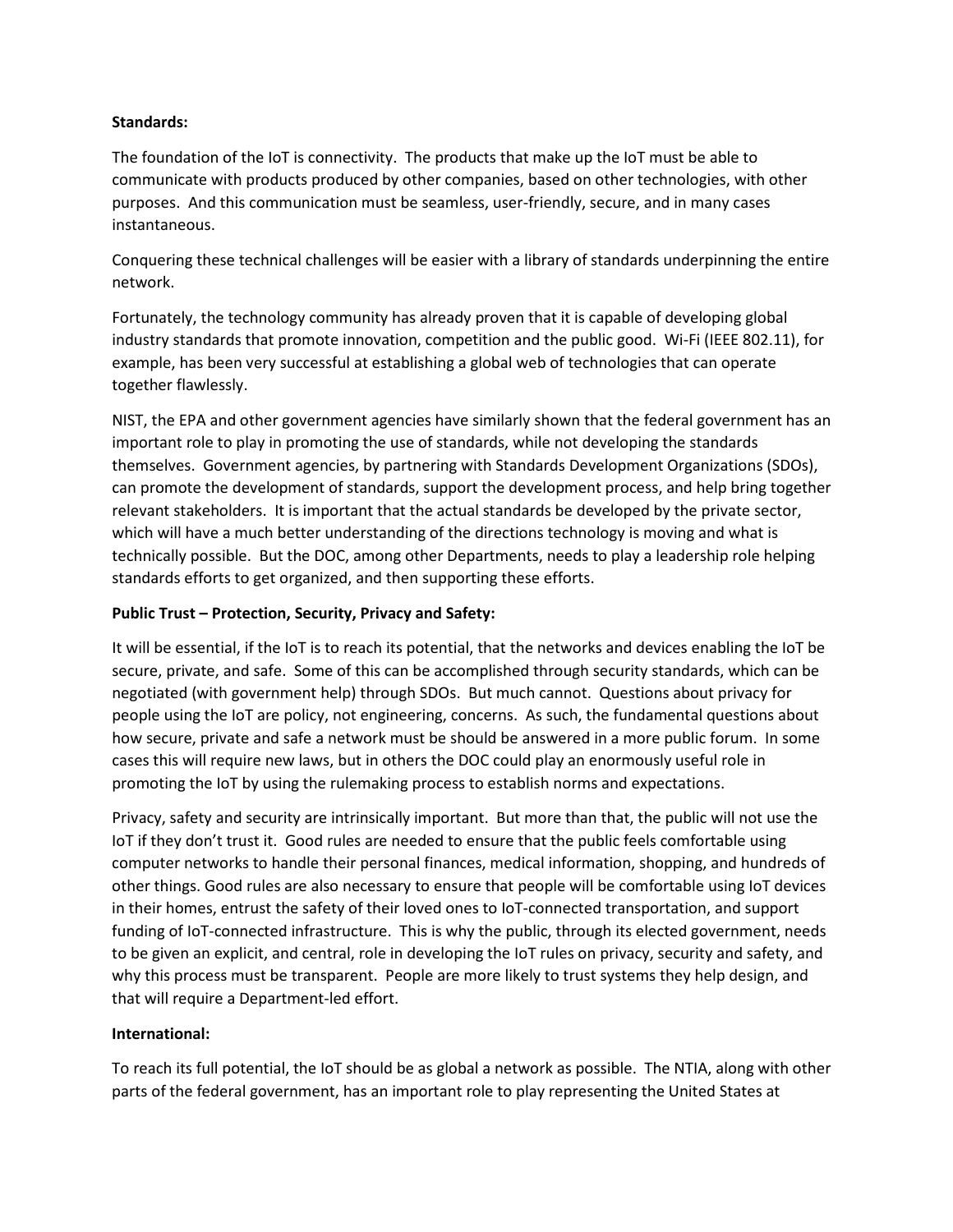**Standards:**

The foundation of the IoT is connectivity. The products that make up the IoT must be able to communicate with products produced by other companies, based on other technologies, with other purposes. And this communication must be seamless, user-friendly, secure, and in many cases instantaneous.

Conquering these technical challenges will be easier with a library of standards underpinning the entire network.

Fortunately, the technology community has already proven that it is capable of developing global industry standards that promote innovation, competition and the public good. Wi-Fi (IEEE 802.11), for example, has been very successful at establishing a global web of technologies that can operate together flawlessly.

NIST, the EPA and other government agencies have similarly shown that the federal government has an important role to play in promoting the use of standards, while not developing the standards themselves. Government agencies, by partnering with Standards Development Organizations (SDOs), can promote the development of standards, support the development process, and help bring together relevant stakeholders. It is important that the actual standards be developed by the private sector, which will have a much better understanding of the directions technology is moving and what is technically possible. But the DOC, among other Departments, needs to play a leadership role helping standards efforts to get organized, and then supporting these efforts.

**Public Trust – Protection, Security, Privacy and Safety:**

It will be essential, if the IoT is to reach its potential, that the networks and devices enabling the IoT be secure, private, and safe. Some of this can be accomplished through security standards, which can be negotiated (with government help) through SDOs. But much cannot. Questions about privacy for people using the IoT are policy, not engineering, concerns. As such, the fundamental questions about how secure, private and safe a network must be should be answered in a more public forum. In some cases this will require new laws, but in others the DOC could play an enormously useful role in promoting the IoT by using the rulemaking process to establish norms and expectations.

Privacy, safety and security are intrinsically important. But more than that, the public will not use the IoT if they don't trust it. Good rules are needed to ensure that the public feels comfortable using computer networks to handle their personal finances, medical information, shopping, and hundreds of other things. Good rules are also necessary to ensure that people will be comfortable using IoT devices in their homes, entrust the safety of their loved ones to IoT-connected transportation, and support funding of IoT-connected infrastructure. This is why the public, through its elected government, needs to be given an explicit, and central, role in developing the IoT rules on privacy, security and safety, and why this process must be transparent. People are more likely to trust systems they help design, and that will require a Department-led effort.

**International:**

To reach its full potential, the IoT should be as global a network as possible. The NTIA, along with other parts of the federal government, has an important role to play representing the United States at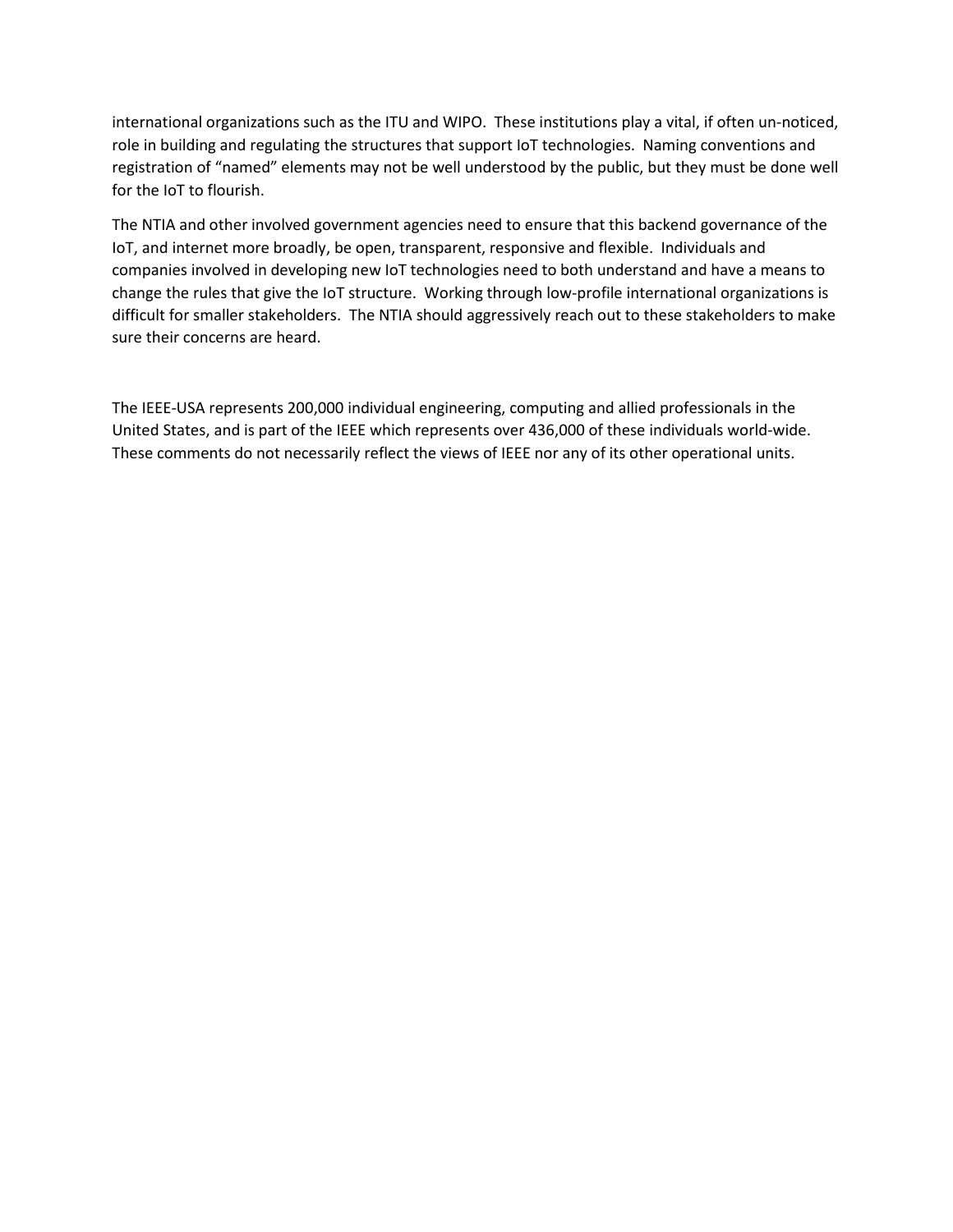international organizations such as the ITU and WIPO. These institutions play a vital, if often un-noticed, role in building and regulating the structures that support IoT technologies. Naming conventions and registration of "named" elements may not be well understood by the public, but they must be done well for the IoT to flourish.

The NTIA and other involved government agencies need to ensure that this backend governance of the IoT, and internet more broadly, be open, transparent, responsive and flexible. Individuals and companies involved in developing new IoT technologies need to both understand and have a means to change the rules that give the IoT structure. Working through low-profile international organizations is difficult for smaller stakeholders. The NTIA should aggressively reach out to these stakeholders to make sure their concerns are heard.

The IEEE-USA represents 200,000 individual engineering, computing and allied professionals in the United States, and is part of the IEEE which represents over 436,000 of these individuals world-wide. These comments do not necessarily reflect the views of IEEE nor any of its other operational units.